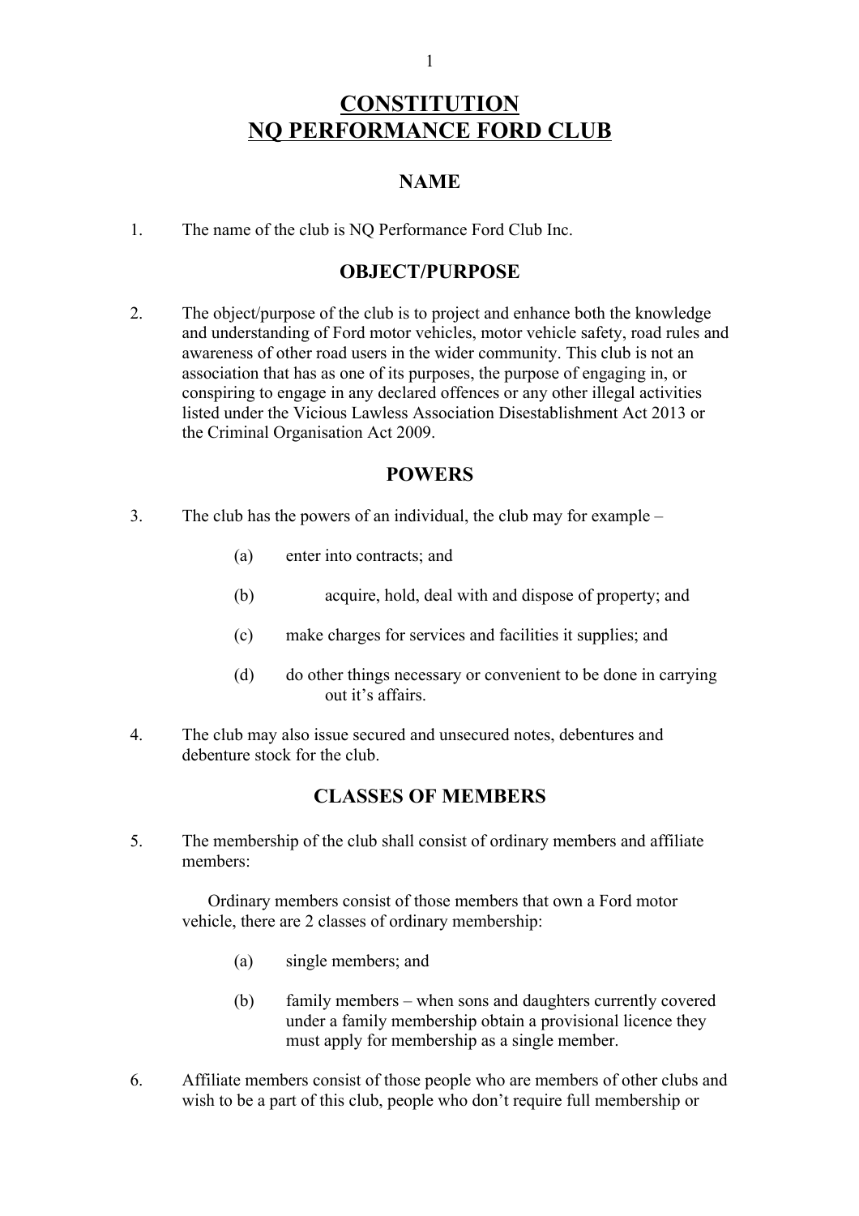# CONSTITUTION
# NQ PERFORMANCE FORD CLUB

## NAME

1. The name of the club is NQ Performance Ford Club Inc.

## OBJECT/PURPOSE

2. The object/purpose of the club is to project and enhance both the knowledge and understanding of Ford motor vehicles, motor vehicle safety, road rules and awareness of other road users in the wider community. This club is not an association that has as one of its purposes, the purpose of engaging in, or conspiring to engage in any declared offences or any other illegal activities listed under the Vicious Lawless Association Disestablishment Act 2013 or the Criminal Organisation Act 2009.

## POWERS

3. The club has the powers of an individual, the club may for example –

   (a) enter into contracts; and

   (b) acquire, hold, deal with and dispose of property; and

   (c) make charges for services and facilities it supplies; and

   (d) do other things necessary or convenient to be done in carrying out it's affairs.

4. The club may also issue secured and unsecured notes, debentures and debenture stock for the club.

## CLASSES OF MEMBERS

5. The membership of the club shall consist of ordinary members and affiliate members:

   Ordinary members consist of those members that own a Ford motor vehicle, there are 2 classes of ordinary membership:

   (a) single members; and

   (b) family members – when sons and daughters currently covered under a family membership obtain a provisional licence they must apply for membership as a single member.

6. Affiliate members consist of those people who are members of other clubs and wish to be a part of this club, people who don't require full membership or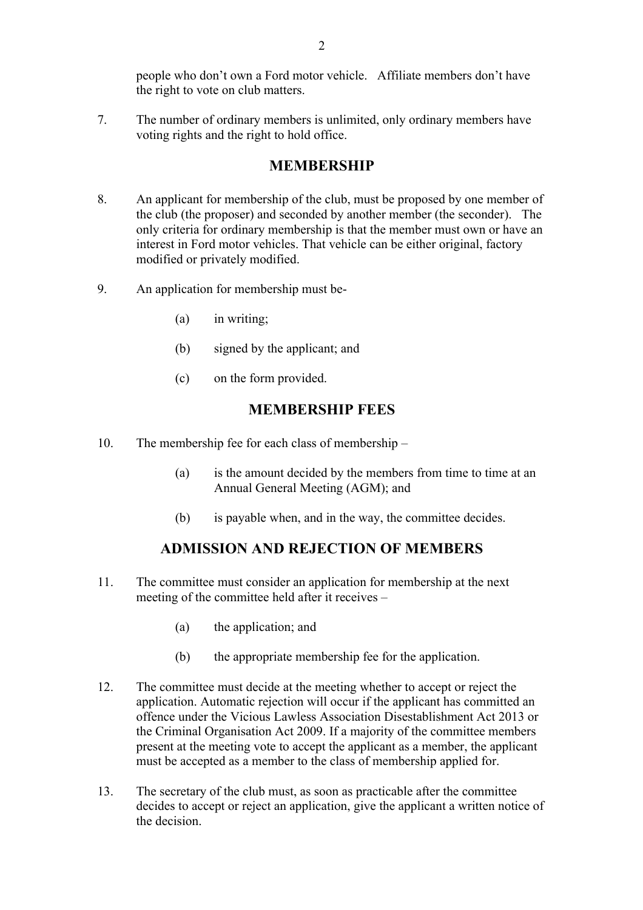people who don't own a Ford motor vehicle. Affiliate members don't have the right to vote on club matters.

7. The number of ordinary members is unlimited, only ordinary members have voting rights and the right to hold office.

## MEMBERSHIP

8. An applicant for membership of the club, must be proposed by one member of the club (the proposer) and seconded by another member (the seconder). The only criteria for ordinary membership is that the member must own or have an interest in Ford motor vehicles. That vehicle can be either original, factory modified or privately modified.

9. An application for membership must be-

   (a) in writing;

   (b) signed by the applicant; and

   (c) on the form provided.

## MEMBERSHIP FEES

10. The membership fee for each class of membership –

    (a) is the amount decided by the members from time to time at an Annual General Meeting (AGM); and

    (b) is payable when, and in the way, the committee decides.

## ADMISSION AND REJECTION OF MEMBERS

11. The committee must consider an application for membership at the next meeting of the committee held after it receives –

    (a) the application; and

    (b) the appropriate membership fee for the application.

12. The committee must decide at the meeting whether to accept or reject the application. Automatic rejection will occur if the applicant has committed an offence under the Vicious Lawless Association Disestablishment Act 2013 or the Criminal Organisation Act 2009. If a majority of the committee members present at the meeting vote to accept the applicant as a member, the applicant must be accepted as a member to the class of membership applied for.

13. The secretary of the club must, as soon as practicable after the committee decides to accept or reject an application, give the applicant a written notice of the decision.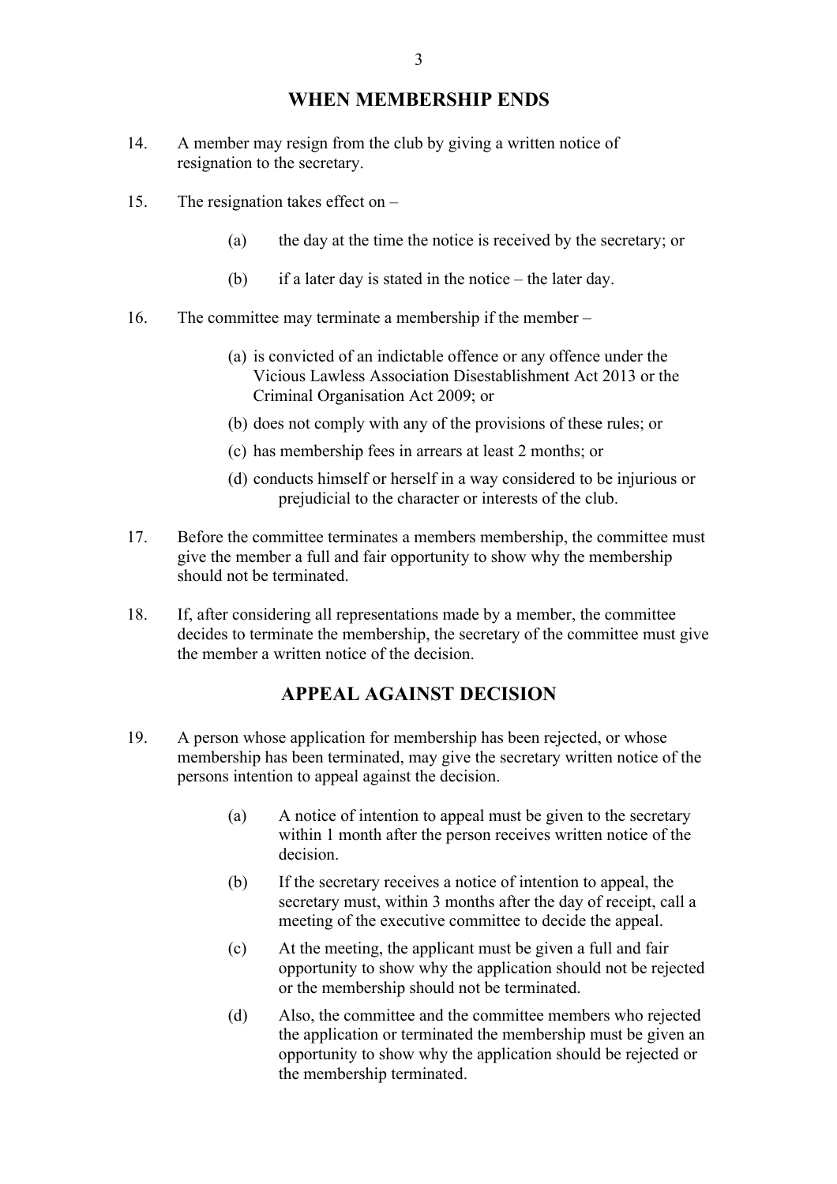## WHEN MEMBERSHIP ENDS

14. A member may resign from the club by giving a written notice of resignation to the secretary.

15. The resignation takes effect on –

    (a) the day at the time the notice is received by the secretary; or

    (b) if a later day is stated in the notice – the later day.

16. The committee may terminate a membership if the member –

    (a) is convicted of an indictable offence or any offence under the Vicious Lawless Association Disestablishment Act 2013 or the Criminal Organisation Act 2009; or

    (b) does not comply with any of the provisions of these rules; or

    (c) has membership fees in arrears at least 2 months; or

    (d) conducts himself or herself in a way considered to be injurious or prejudicial to the character or interests of the club.

17. Before the committee terminates a members membership, the committee must give the member a full and fair opportunity to show why the membership should not be terminated.

18. If, after considering all representations made by a member, the committee decides to terminate the membership, the secretary of the committee must give the member a written notice of the decision.

## APPEAL AGAINST DECISION

19. A person whose application for membership has been rejected, or whose membership has been terminated, may give the secretary written notice of the persons intention to appeal against the decision.

    (a) A notice of intention to appeal must be given to the secretary within 1 month after the person receives written notice of the decision.

    (b) If the secretary receives a notice of intention to appeal, the secretary must, within 3 months after the day of receipt, call a meeting of the executive committee to decide the appeal.

    (c) At the meeting, the applicant must be given a full and fair opportunity to show why the application should not be rejected or the membership should not be terminated.

    (d) Also, the committee and the committee members who rejected the application or terminated the membership must be given an opportunity to show why the application should be rejected or the membership terminated.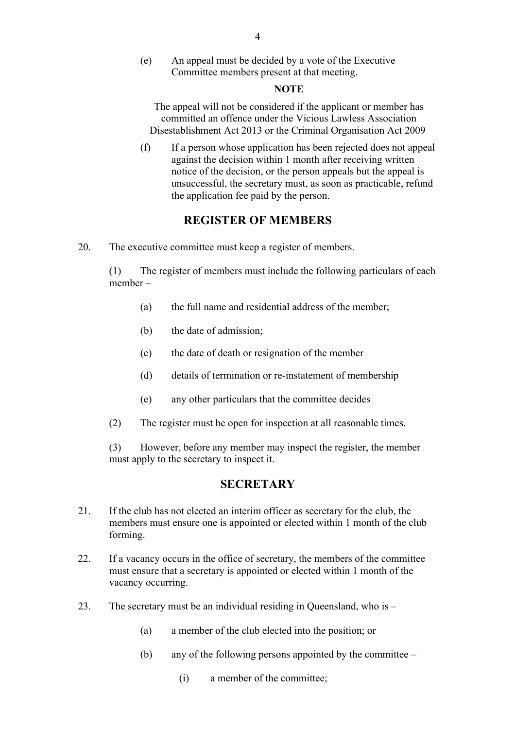(e) An appeal must be decided by a vote of the Executive Committee members present at that meeting.

**NOTE**

The appeal will not be considered if the applicant or member has committed an offence under the Vicious Lawless Association Disestablishment Act 2013 or the Criminal Organisation Act 2009

(f) If a person whose application has been rejected does not appeal against the decision within 1 month after receiving written notice of the decision, or the person appeals but the appeal is unsuccessful, the secretary must, as soon as practicable, refund the application fee paid by the person.

## REGISTER OF MEMBERS

20. The executive committee must keep a register of members.

(1) The register of members must include the following particulars of each member –

(a) the full name and residential address of the member;

(b) the date of admission;

(c) the date of death or resignation of the member

(d) details of termination or re-instatement of membership

(e) any other particulars that the committee decides

(2) The register must be open for inspection at all reasonable times.

(3) However, before any member may inspect the register, the member must apply to the secretary to inspect it.

## SECRETARY

21. If the club has not elected an interim officer as secretary for the club, the members must ensure one is appointed or elected within 1 month of the club forming.

22. If a vacancy occurs in the office of secretary, the members of the committee must ensure that a secretary is appointed or elected within 1 month of the vacancy occurring.

23. The secretary must be an individual residing in Queensland, who is –

(a) a member of the club elected into the position; or

(b) any of the following persons appointed by the committee –

(i) a member of the committee;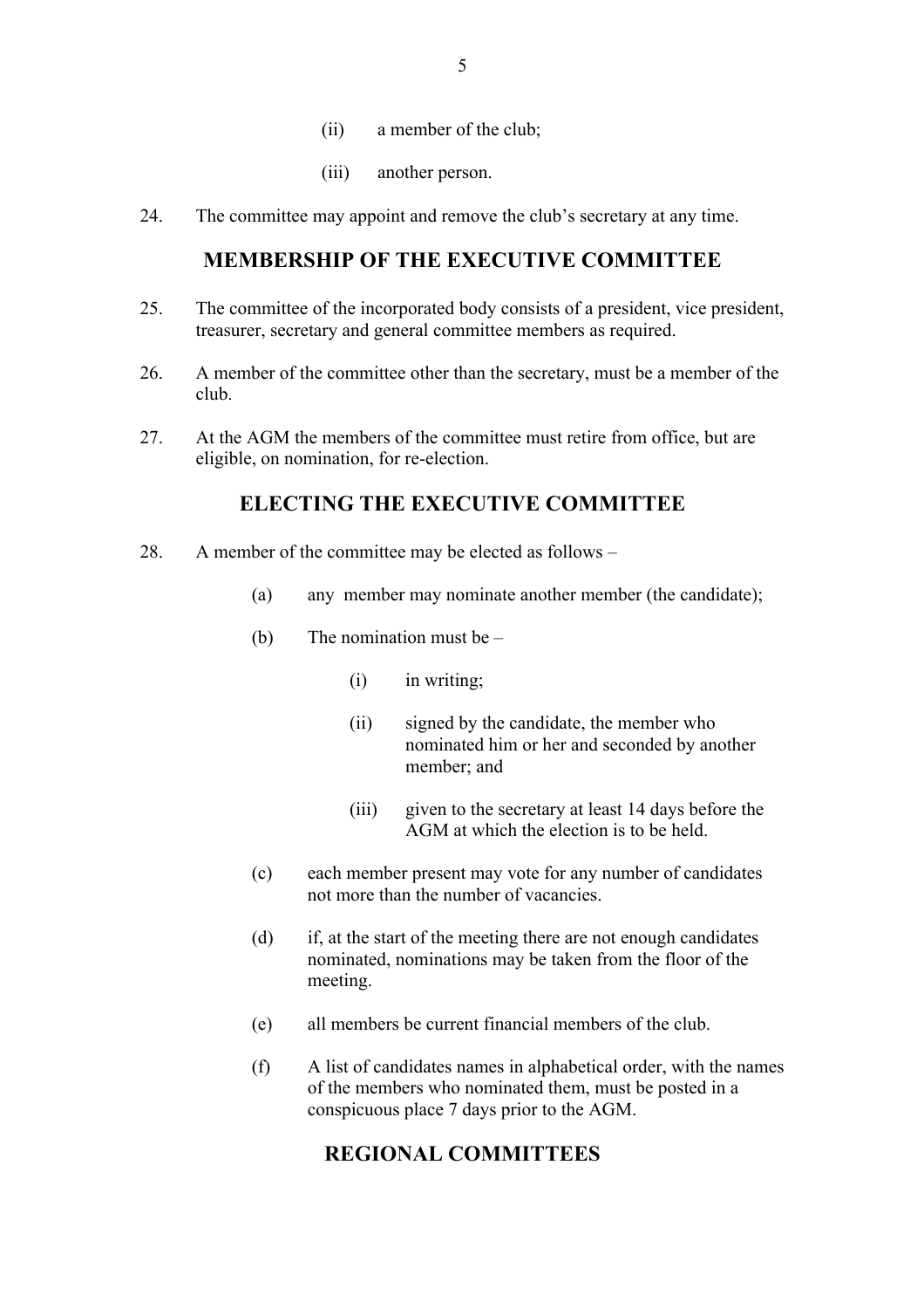(ii) a member of the club;

(iii) another person.

24. The committee may appoint and remove the club's secretary at any time.

## MEMBERSHIP OF THE EXECUTIVE COMMITTEE

25. The committee of the incorporated body consists of a president, vice president, treasurer, secretary and general committee members as required.

26. A member of the committee other than the secretary, must be a member of the club.

27. At the AGM the members of the committee must retire from office, but are eligible, on nomination, for re-election.

## ELECTING THE EXECUTIVE COMMITTEE

28. A member of the committee may be elected as follows –

    (a) any member may nominate another member (the candidate);

    (b) The nomination must be –

        (i) in writing;

        (ii) signed by the candidate, the member who nominated him or her and seconded by another member; and

        (iii) given to the secretary at least 14 days before the AGM at which the election is to be held.

    (c) each member present may vote for any number of candidates not more than the number of vacancies.

    (d) if, at the start of the meeting there are not enough candidates nominated, nominations may be taken from the floor of the meeting.

    (e) all members be current financial members of the club.

    (f) A list of candidates names in alphabetical order, with the names of the members who nominated them, must be posted in a conspicuous place 7 days prior to the AGM.

## REGIONAL COMMITTEES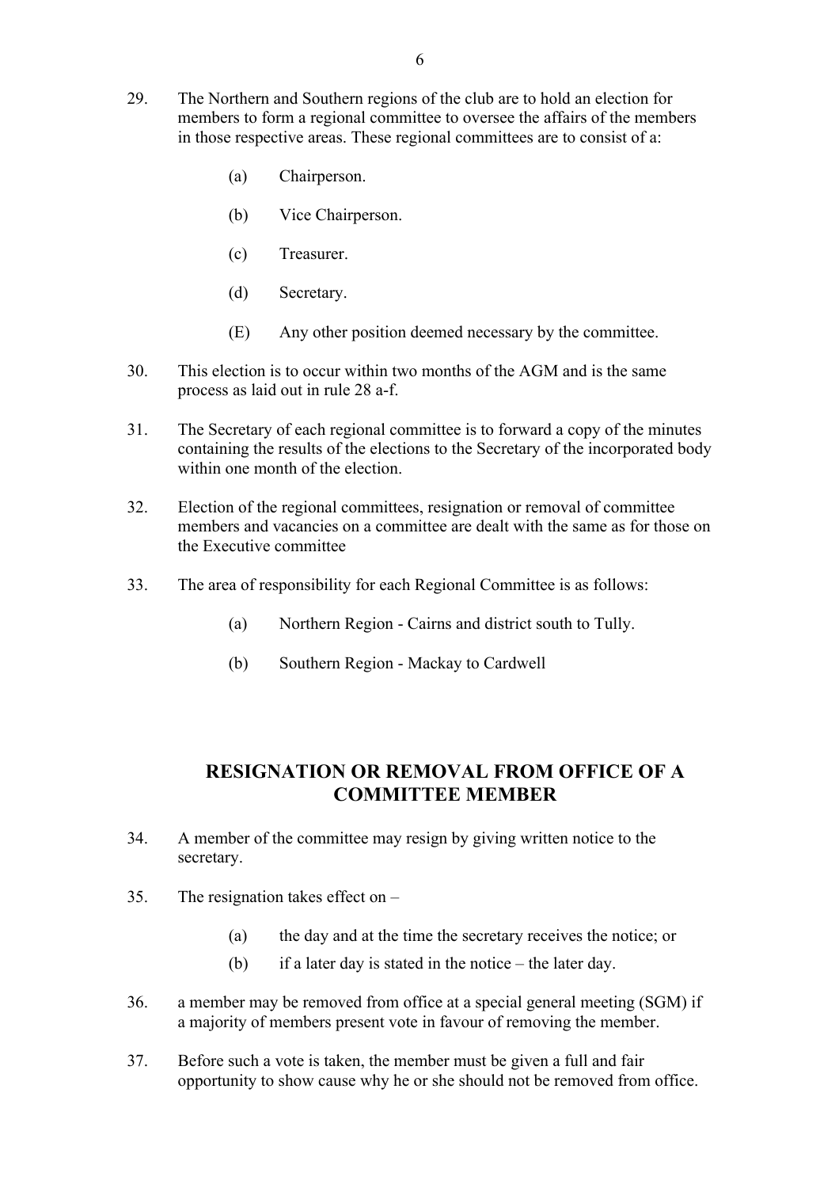29. The Northern and Southern regions of the club are to hold an election for members to form a regional committee to oversee the affairs of the members in those respective areas. These regional committees are to consist of a:

    (a) Chairperson.

    (b) Vice Chairperson.

    (c) Treasurer.

    (d) Secretary.

    (E) Any other position deemed necessary by the committee.

30. This election is to occur within two months of the AGM and is the same process as laid out in rule 28 a-f.

31. The Secretary of each regional committee is to forward a copy of the minutes containing the results of the elections to the Secretary of the incorporated body within one month of the election.

32. Election of the regional committees, resignation or removal of committee members and vacancies on a committee are dealt with the same as for those on the Executive committee

33. The area of responsibility for each Regional Committee is as follows:

    (a) Northern Region - Cairns and district south to Tully.

    (b) Southern Region - Mackay to Cardwell

## RESIGNATION OR REMOVAL FROM OFFICE OF A COMMITTEE MEMBER

34. A member of the committee may resign by giving written notice to the secretary.

35. The resignation takes effect on –

    (a) the day and at the time the secretary receives the notice; or

    (b) if a later day is stated in the notice – the later day.

36. a member may be removed from office at a special general meeting (SGM) if a majority of members present vote in favour of removing the member.

37. Before such a vote is taken, the member must be given a full and fair opportunity to show cause why he or she should not be removed from office.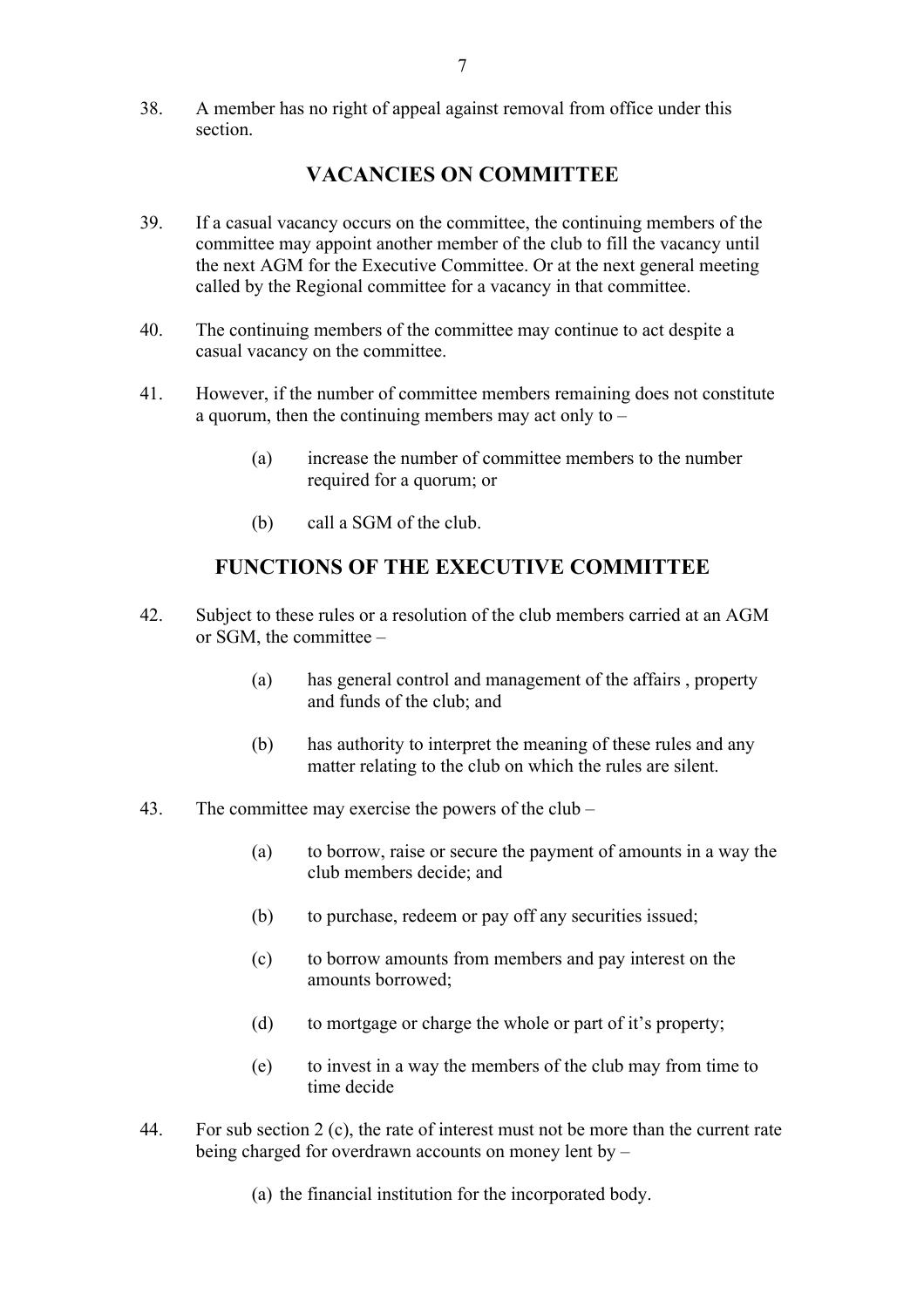38. A member has no right of appeal against removal from office under this section.

## VACANCIES ON COMMITTEE

39. If a casual vacancy occurs on the committee, the continuing members of the committee may appoint another member of the club to fill the vacancy until the next AGM for the Executive Committee. Or at the next general meeting called by the Regional committee for a vacancy in that committee.

40. The continuing members of the committee may continue to act despite a casual vacancy on the committee.

41. However, if the number of committee members remaining does not constitute a quorum, then the continuing members may act only to –

    (a) increase the number of committee members to the number required for a quorum; or

    (b) call a SGM of the club.

## FUNCTIONS OF THE EXECUTIVE COMMITTEE

42. Subject to these rules or a resolution of the club members carried at an AGM or SGM, the committee –

    (a) has general control and management of the affairs , property and funds of the club; and

    (b) has authority to interpret the meaning of these rules and any matter relating to the club on which the rules are silent.

43. The committee may exercise the powers of the club –

    (a) to borrow, raise or secure the payment of amounts in a way the club members decide; and

    (b) to purchase, redeem or pay off any securities issued;

    (c) to borrow amounts from members and pay interest on the amounts borrowed;

    (d) to mortgage or charge the whole or part of it's property;

    (e) to invest in a way the members of the club may from time to time decide

44. For sub section 2 (c), the rate of interest must not be more than the current rate being charged for overdrawn accounts on money lent by –

    (a) the financial institution for the incorporated body.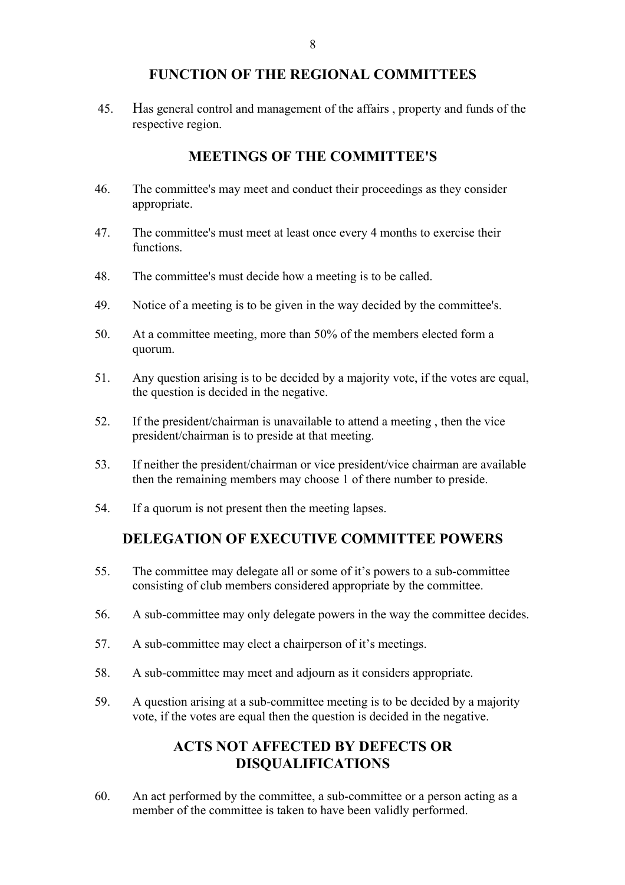## FUNCTION OF THE REGIONAL COMMITTEES

45. Has general control and management of the affairs , property and funds of the respective region.

## MEETINGS OF THE COMMITTEE'S

46. The committee's may meet and conduct their proceedings as they consider appropriate.

47. The committee's must meet at least once every 4 months to exercise their functions.

48. The committee's must decide how a meeting is to be called.

49. Notice of a meeting is to be given in the way decided by the committee's.

50. At a committee meeting, more than 50% of the members elected form a quorum.

51. Any question arising is to be decided by a majority vote, if the votes are equal, the question is decided in the negative.

52. If the president/chairman is unavailable to attend a meeting , then the vice president/chairman is to preside at that meeting.

53. If neither the president/chairman or vice president/vice chairman are available then the remaining members may choose 1 of there number to preside.

54. If a quorum is not present then the meeting lapses.

## DELEGATION OF EXECUTIVE COMMITTEE POWERS

55. The committee may delegate all or some of it's powers to a sub-committee consisting of club members considered appropriate by the committee.

56. A sub-committee may only delegate powers in the way the committee decides.

57. A sub-committee may elect a chairperson of it's meetings.

58. A sub-committee may meet and adjourn as it considers appropriate.

59. A question arising at a sub-committee meeting is to be decided by a majority vote, if the votes are equal then the question is decided in the negative.

## ACTS NOT AFFECTED BY DEFECTS OR DISQUALIFICATIONS

60. An act performed by the committee, a sub-committee or a person acting as a member of the committee is taken to have been validly performed.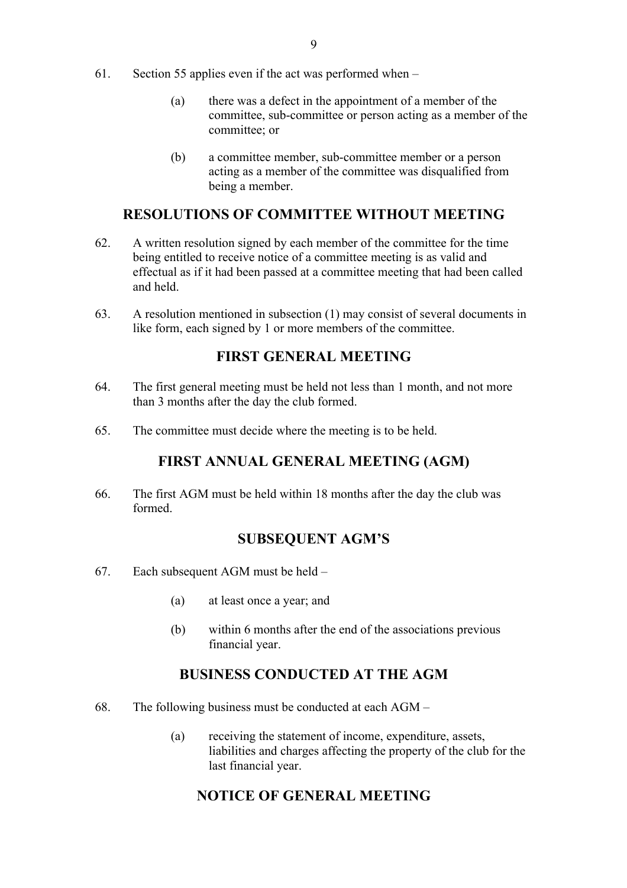61. Section 55 applies even if the act was performed when –

    (a) there was a defect in the appointment of a member of the committee, sub-committee or person acting as a member of the committee; or

    (b) a committee member, sub-committee member or a person acting as a member of the committee was disqualified from being a member.

## RESOLUTIONS OF COMMITTEE WITHOUT MEETING

62. A written resolution signed by each member of the committee for the time being entitled to receive notice of a committee meeting is as valid and effectual as if it had been passed at a committee meeting that had been called and held.

63. A resolution mentioned in subsection (1) may consist of several documents in like form, each signed by 1 or more members of the committee.

## FIRST GENERAL MEETING

64. The first general meeting must be held not less than 1 month, and not more than 3 months after the day the club formed.

65. The committee must decide where the meeting is to be held.

## FIRST ANNUAL GENERAL MEETING (AGM)

66. The first AGM must be held within 18 months after the day the club was formed.

## SUBSEQUENT AGM'S

67. Each subsequent AGM must be held –

    (a) at least once a year; and

    (b) within 6 months after the end of the associations previous financial year.

## BUSINESS CONDUCTED AT THE AGM

68. The following business must be conducted at each AGM –

    (a) receiving the statement of income, expenditure, assets, liabilities and charges affecting the property of the club for the last financial year.

## NOTICE OF GENERAL MEETING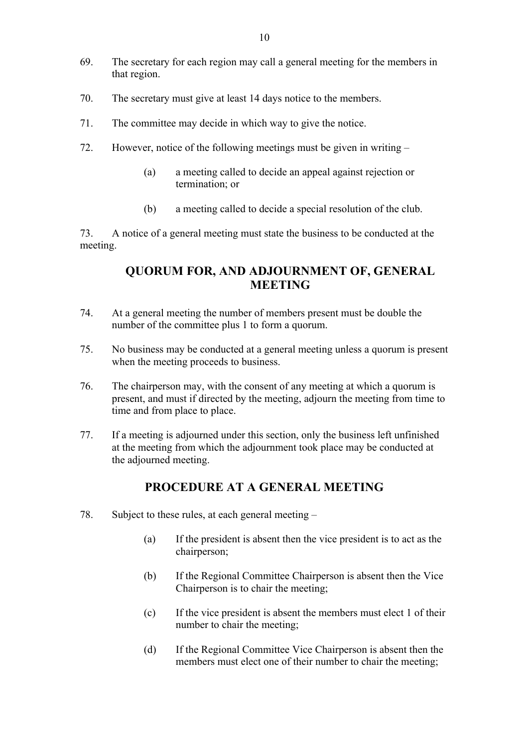69. The secretary for each region may call a general meeting for the members in that region.

70. The secretary must give at least 14 days notice to the members.

71. The committee may decide in which way to give the notice.

72. However, notice of the following meetings must be given in writing –

    (a) a meeting called to decide an appeal against rejection or termination; or

    (b) a meeting called to decide a special resolution of the club.

73. A notice of a general meeting must state the business to be conducted at the meeting.

## QUORUM FOR, AND ADJOURNMENT OF, GENERAL MEETING

74. At a general meeting the number of members present must be double the number of the committee plus 1 to form a quorum.

75. No business may be conducted at a general meeting unless a quorum is present when the meeting proceeds to business.

76. The chairperson may, with the consent of any meeting at which a quorum is present, and must if directed by the meeting, adjourn the meeting from time to time and from place to place.

77. If a meeting is adjourned under this section, only the business left unfinished at the meeting from which the adjournment took place may be conducted at the adjourned meeting.

## PROCEDURE AT A GENERAL MEETING

78. Subject to these rules, at each general meeting –

    (a) If the president is absent then the vice president is to act as the chairperson;

    (b) If the Regional Committee Chairperson is absent then the Vice Chairperson is to chair the meeting;

    (c) If the vice president is absent the members must elect 1 of their number to chair the meeting;

    (d) If the Regional Committee Vice Chairperson is absent then the members must elect one of their number to chair the meeting;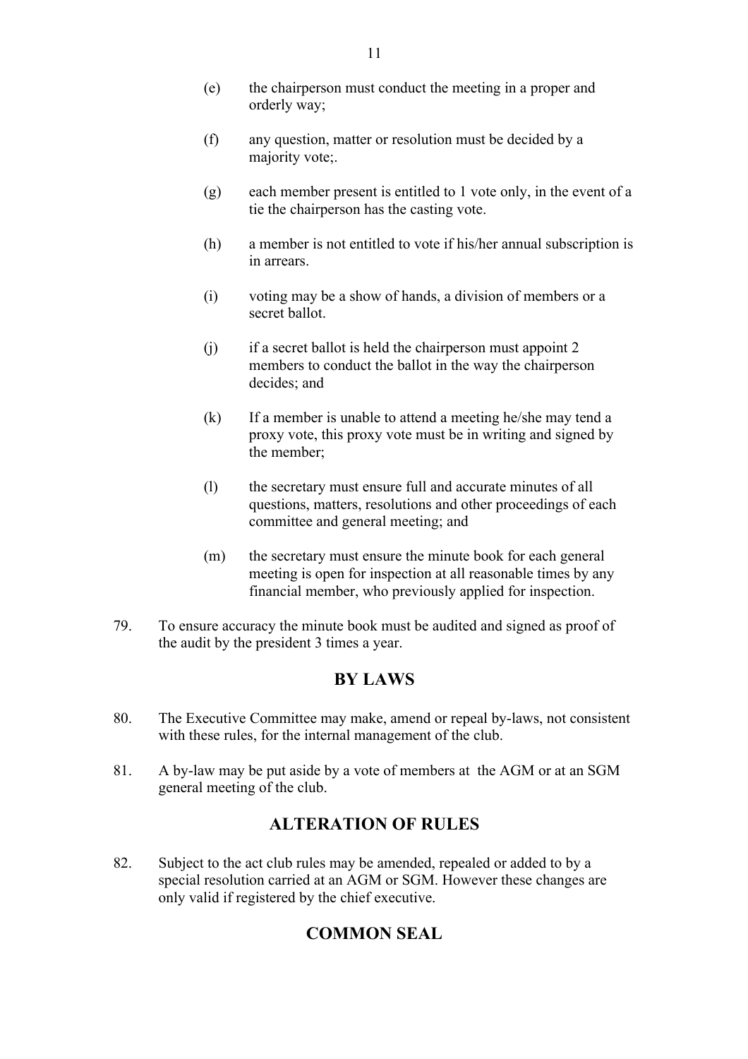(e) the chairperson must conduct the meeting in a proper and orderly way;

(f) any question, matter or resolution must be decided by a majority vote;.

(g) each member present is entitled to 1 vote only, in the event of a tie the chairperson has the casting vote.

(h) a member is not entitled to vote if his/her annual subscription is in arrears.

(i) voting may be a show of hands, a division of members or a secret ballot.

(j) if a secret ballot is held the chairperson must appoint 2 members to conduct the ballot in the way the chairperson decides; and

(k) If a member is unable to attend a meeting he/she may tend a proxy vote, this proxy vote must be in writing and signed by the member;

(l) the secretary must ensure full and accurate minutes of all questions, matters, resolutions and other proceedings of each committee and general meeting; and

(m) the secretary must ensure the minute book for each general meeting is open for inspection at all reasonable times by any financial member, who previously applied for inspection.

79. To ensure accuracy the minute book must be audited and signed as proof of the audit by the president 3 times a year.

## BY LAWS

80. The Executive Committee may make, amend or repeal by-laws, not consistent with these rules, for the internal management of the club.

81. A by-law may be put aside by a vote of members at the AGM or at an SGM general meeting of the club.

## ALTERATION OF RULES

82. Subject to the act club rules may be amended, repealed or added to by a special resolution carried at an AGM or SGM. However these changes are only valid if registered by the chief executive.

## COMMON SEAL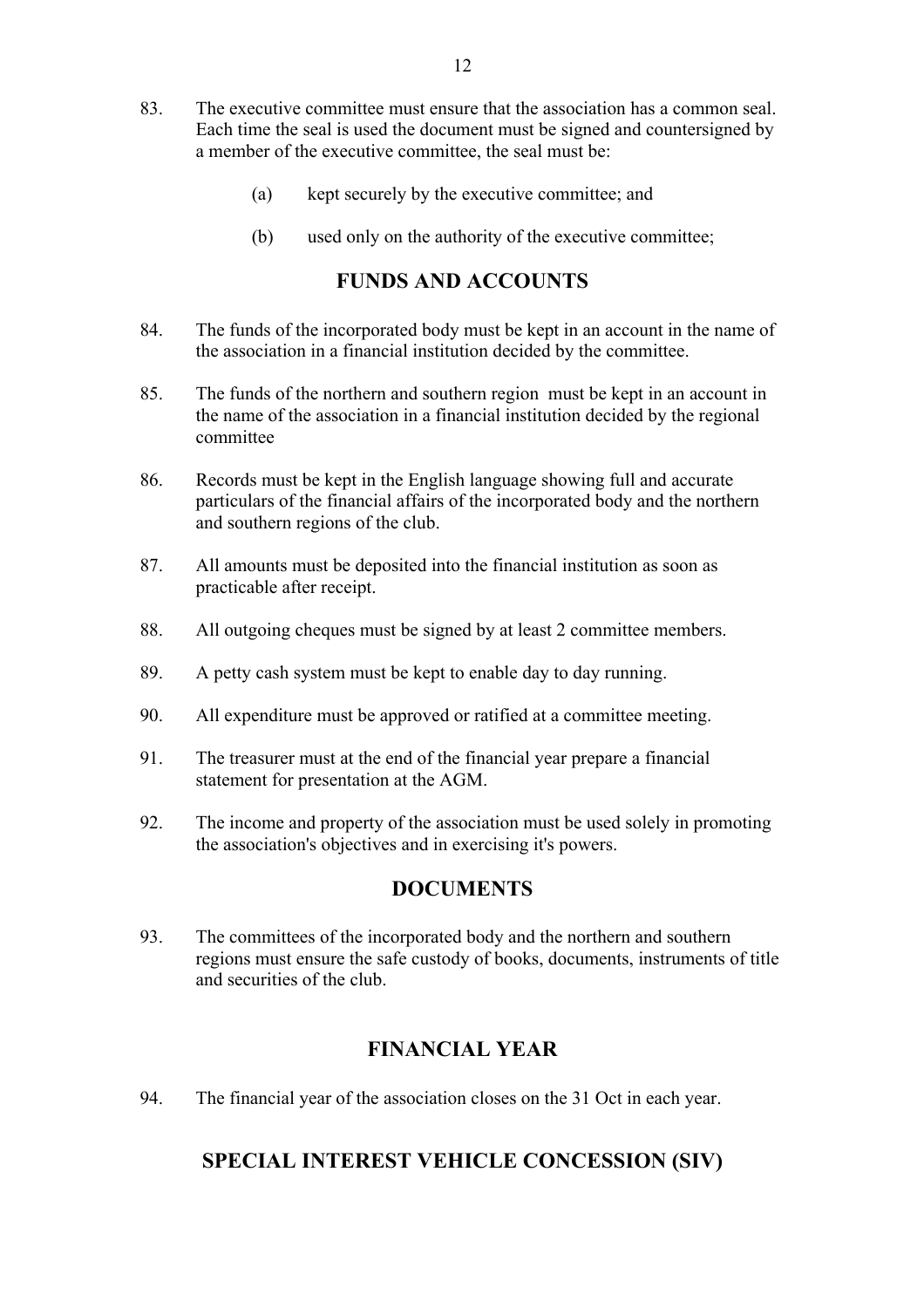83. The executive committee must ensure that the association has a common seal. Each time the seal is used the document must be signed and countersigned by a member of the executive committee, the seal must be:

    (a) kept securely by the executive committee; and

    (b) used only on the authority of the executive committee;

## FUNDS AND ACCOUNTS

84. The funds of the incorporated body must be kept in an account in the name of the association in a financial institution decided by the committee.

85. The funds of the northern and southern region must be kept in an account in the name of the association in a financial institution decided by the regional committee

86. Records must be kept in the English language showing full and accurate particulars of the financial affairs of the incorporated body and the northern and southern regions of the club.

87. All amounts must be deposited into the financial institution as soon as practicable after receipt.

88. All outgoing cheques must be signed by at least 2 committee members.

89. A petty cash system must be kept to enable day to day running.

90. All expenditure must be approved or ratified at a committee meeting.

91. The treasurer must at the end of the financial year prepare a financial statement for presentation at the AGM.

92. The income and property of the association must be used solely in promoting the association's objectives and in exercising it's powers.

## DOCUMENTS

93. The committees of the incorporated body and the northern and southern regions must ensure the safe custody of books, documents, instruments of title and securities of the club.

## FINANCIAL YEAR

94. The financial year of the association closes on the 31 Oct in each year.

## SPECIAL INTEREST VEHICLE CONCESSION (SIV)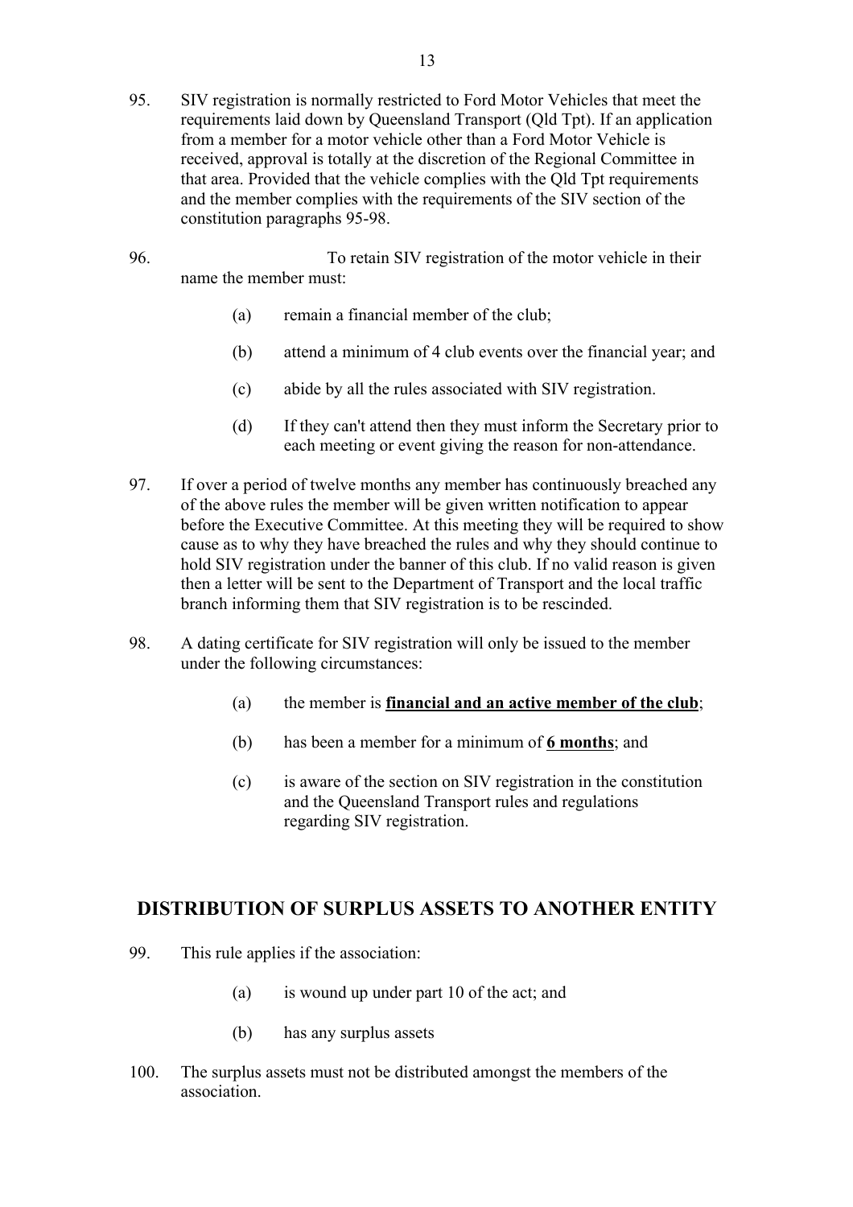95. SIV registration is normally restricted to Ford Motor Vehicles that meet the requirements laid down by Queensland Transport (Qld Tpt). If an application from a member for a motor vehicle other than a Ford Motor Vehicle is received, approval is totally at the discretion of the Regional Committee in that area. Provided that the vehicle complies with the Qld Tpt requirements and the member complies with the requirements of the SIV section of the constitution paragraphs 95-98.

96. To retain SIV registration of the motor vehicle in their name the member must:

    (a) remain a financial member of the club;

    (b) attend a minimum of 4 club events over the financial year; and

    (c) abide by all the rules associated with SIV registration.

    (d) If they can't attend then they must inform the Secretary prior to each meeting or event giving the reason for non-attendance.

97. If over a period of twelve months any member has continuously breached any of the above rules the member will be given written notification to appear before the Executive Committee. At this meeting they will be required to show cause as to why they have breached the rules and why they should continue to hold SIV registration under the banner of this club. If no valid reason is given then a letter will be sent to the Department of Transport and the local traffic branch informing them that SIV registration is to be rescinded.

98. A dating certificate for SIV registration will only be issued to the member under the following circumstances:

    (a) the member is **financial and an active member of the club**;

    (b) has been a member for a minimum of **6 months**; and

    (c) is aware of the section on SIV registration in the constitution and the Queensland Transport rules and regulations regarding SIV registration.

## DISTRIBUTION OF SURPLUS ASSETS TO ANOTHER ENTITY

99. This rule applies if the association:

    (a) is wound up under part 10 of the act; and

    (b) has any surplus assets

100. The surplus assets must not be distributed amongst the members of the association.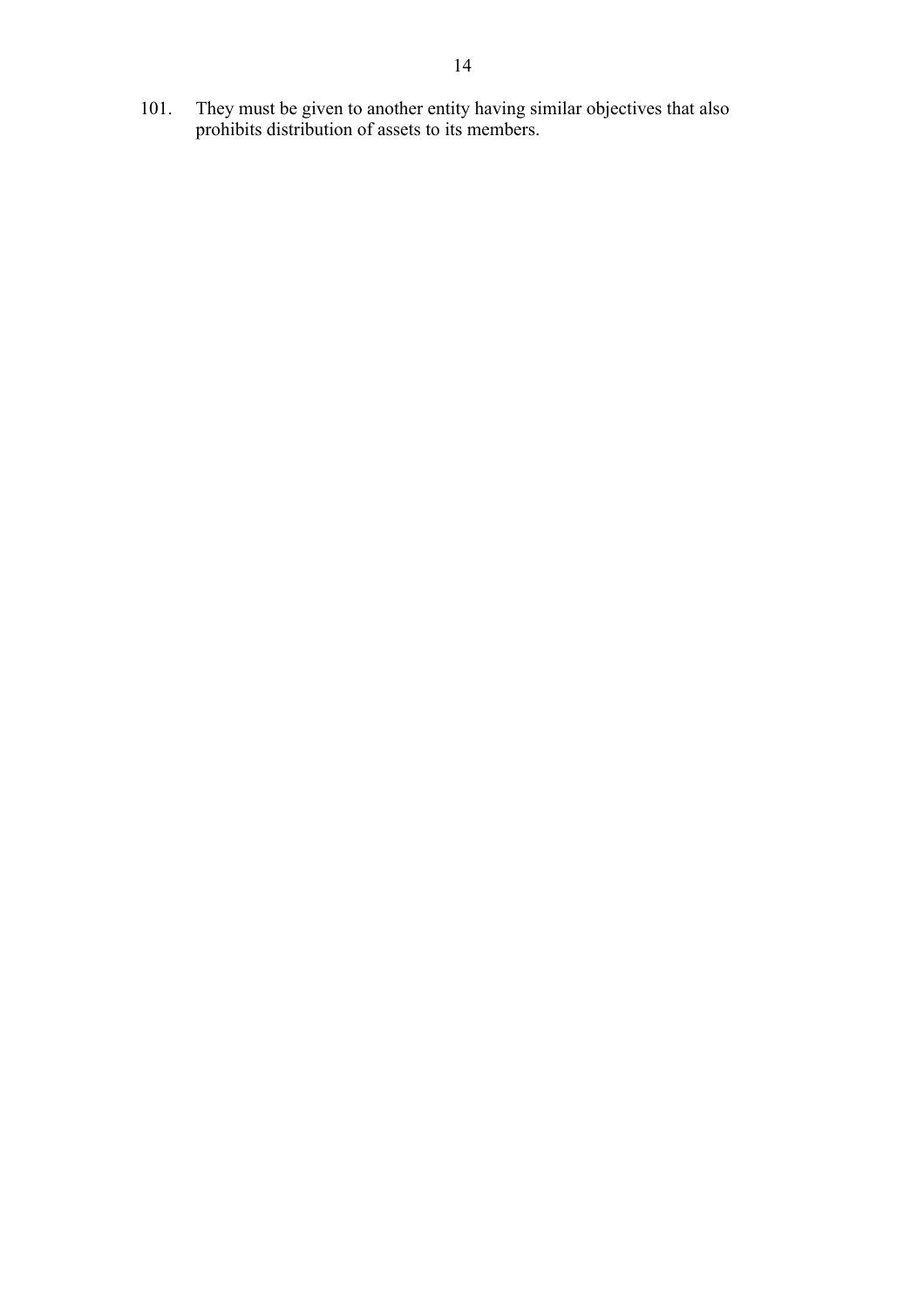101. They must be given to another entity having similar objectives that also prohibits distribution of assets to its members.